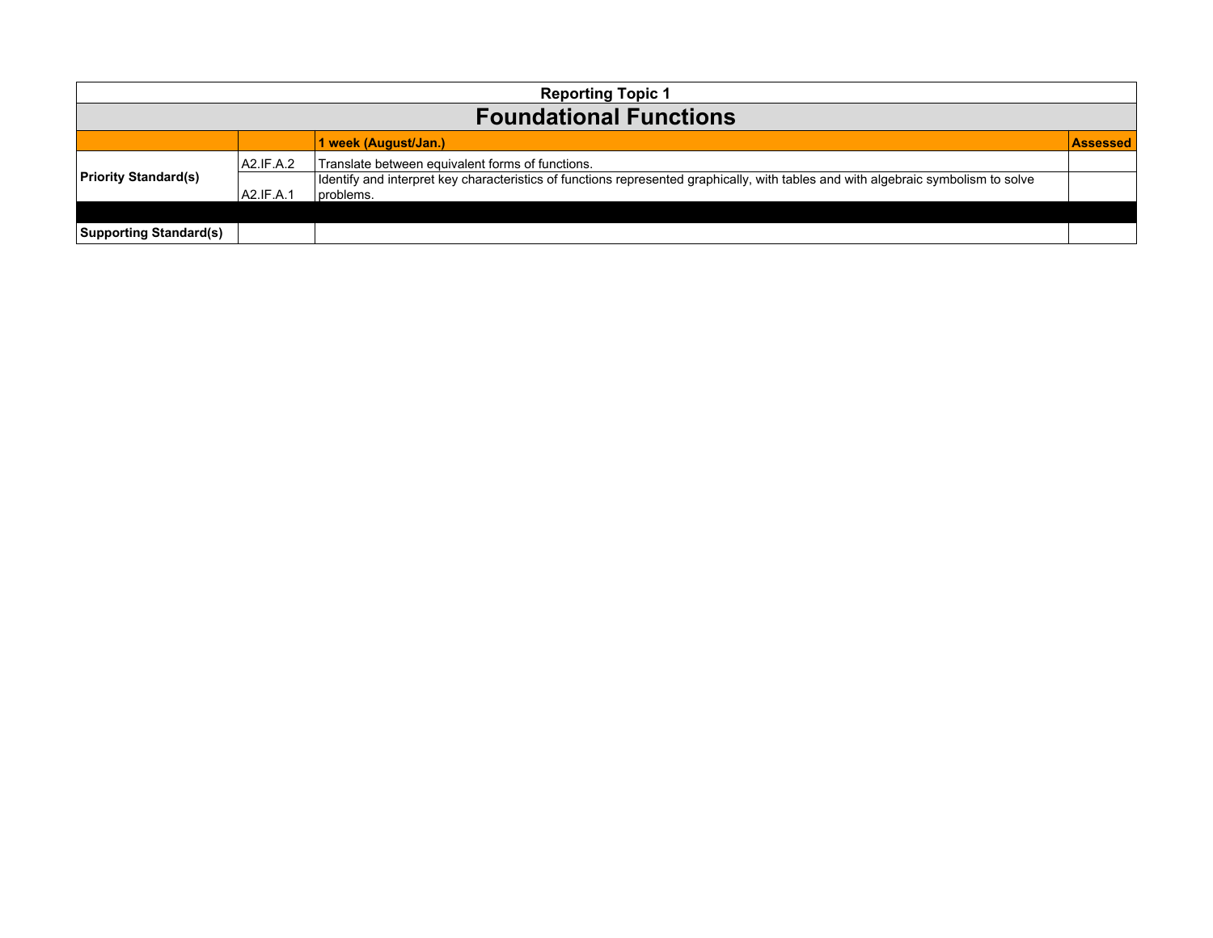| Reporting Topic 1 | | | |
|---|---|---|---|
| **Foundational Functions** | | | |
| | | **1 week (August/Jan.)** | **Assessed** |
| **Priority Standard(s)** | A2.IF.A.2 | Translate between equivalent forms of functions. | |
| | A2.IF.A.1 | Identify and interpret key characteristics of functions represented graphically, with tables and with algebraic symbolism to solve problems. | |
| | | | |
| **Supporting Standard(s)** | | | |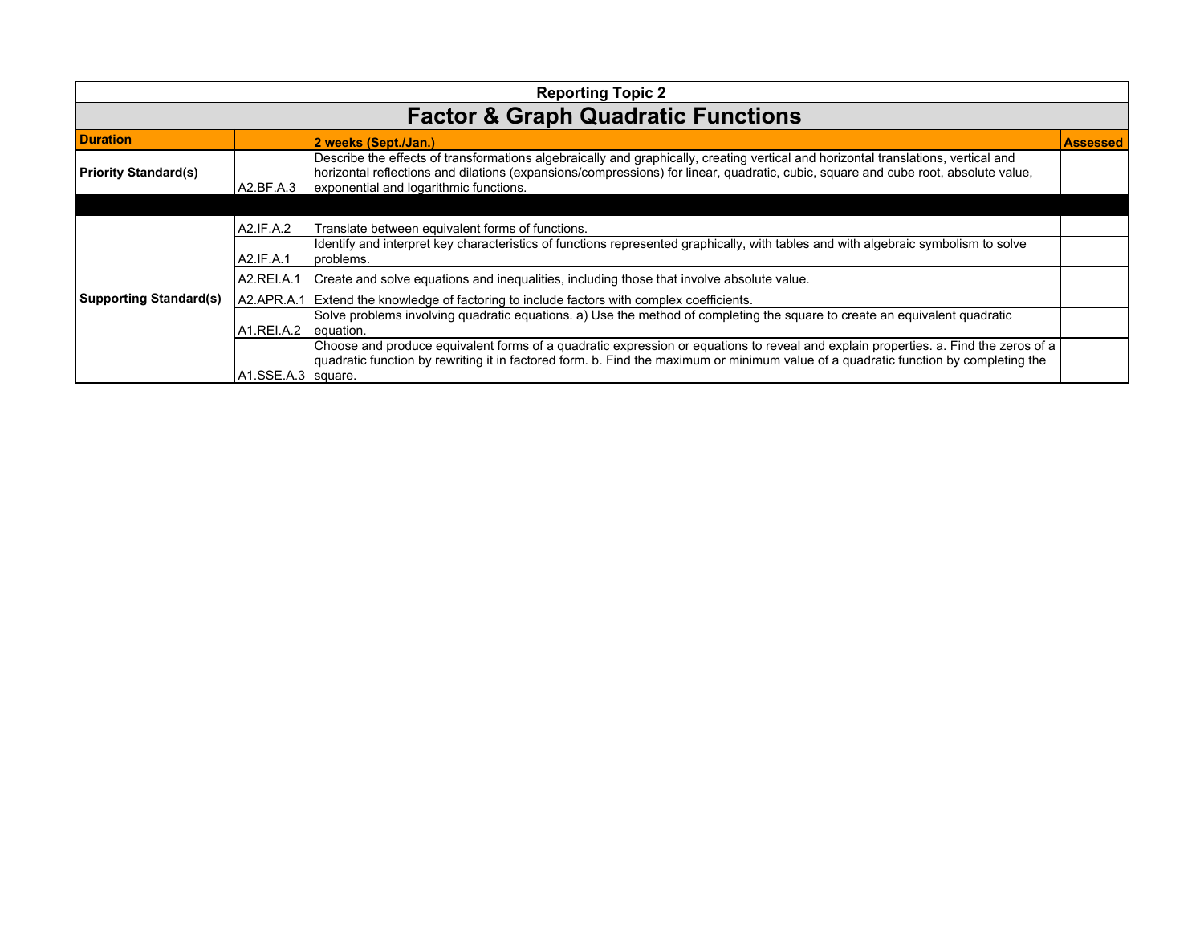**Reporting Topic 2**

# Factor & Graph Quadratic Functions

| Duration | | 2 weeks (Sept./Jan.) | Assessed |
|---|---|---|---|
| **Priority Standard(s)** | A2.BF.A.3 | Describe the effects of transformations algebraically and graphically, creating vertical and horizontal translations, vertical and horizontal reflections and dilations (expansions/compressions) for linear, quadratic, cubic, square and cube root, absolute value, exponential and logarithmic functions. | |
| | | | |
| **Supporting Standard(s)** | A2.IF.A.2 | Translate between equivalent forms of functions. | |
| | A2.IF.A.1 | Identify and interpret key characteristics of functions represented graphically, with tables and with algebraic symbolism to solve problems. | |
| | A2.REI.A.1 | Create and solve equations and inequalities, including those that involve absolute value. | |
| | A2.APR.A.1 | Extend the knowledge of factoring to include factors with complex coefficients. | |
| | A1.REI.A.2 | Solve problems involving quadratic equations. a) Use the method of completing the square to create an equivalent quadratic equation. | |
| | A1.SSE.A.3 | Choose and produce equivalent forms of a quadratic expression or equations to reveal and explain properties. a. Find the zeros of a quadratic function by rewriting it in factored form. b. Find the maximum or minimum value of a quadratic function by completing the square. | |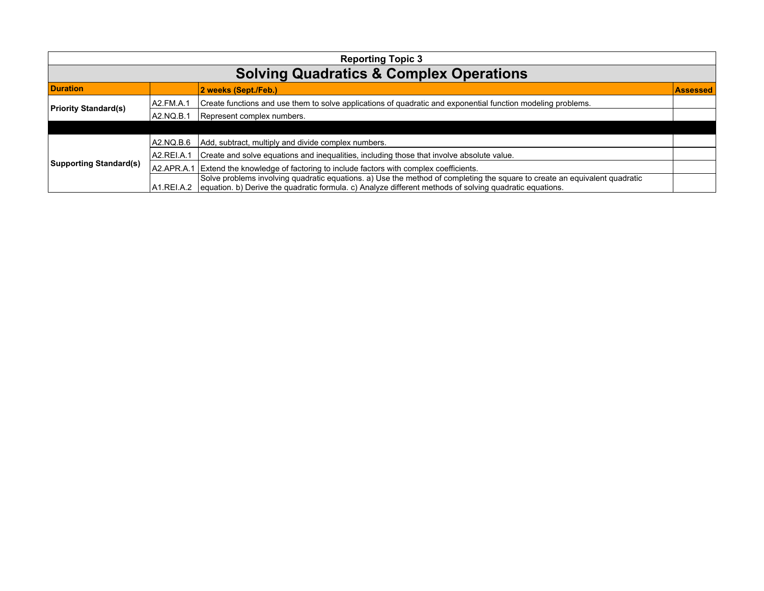| Reporting Topic 3 | | | |
|---|---|---|---|
| **Solving Quadratics & Complex Operations** | | | |
| **Duration** | | **2 weeks (Sept./Feb.)** | **Assessed** |
| **Priority Standard(s)** | A2.FM.A.1 | Create functions and use them to solve applications of quadratic and exponential function modeling problems. | |
| | A2.NQ.B.1 | Represent complex numbers. | |
| | | | |
| **Supporting Standard(s)** | A2.NQ.B.6 | Add, subtract, multiply and divide complex numbers. | |
| | A2.REI.A.1 | Create and solve equations and inequalities, including those that involve absolute value. | |
| | A2.APR.A.1 | Extend the knowledge of factoring to include factors with complex coefficients. | |
| | A1.REI.A.2 | Solve problems involving quadratic equations. a) Use the method of completing the square to create an equivalent quadratic equation. b) Derive the quadratic formula. c) Analyze different methods of solving quadratic equations. | |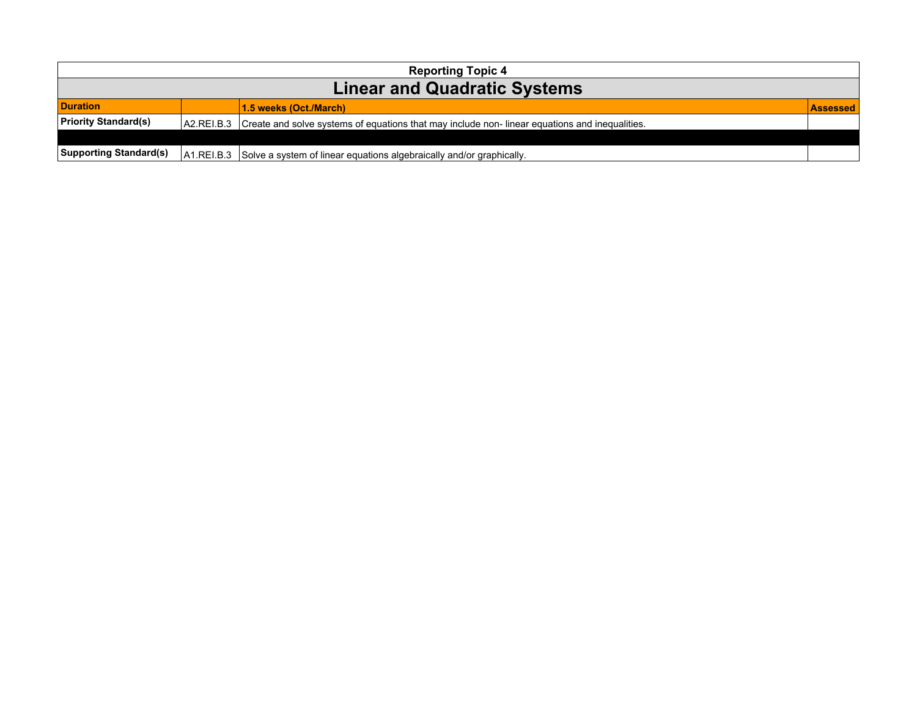| Reporting Topic 4 | | | |
|---|---|---|---|
| **Linear and Quadratic Systems** | | | |
| **Duration** | | **1.5 weeks (Oct./March)** | **Assessed** |
| **Priority Standard(s)** | A2.REI.B.3 | Create and solve systems of equations that may include non- linear equations and inequalities. | |
| | | | |
| **Supporting Standard(s)** | A1.REI.B.3 | Solve a system of linear equations algebraically and/or graphically. | |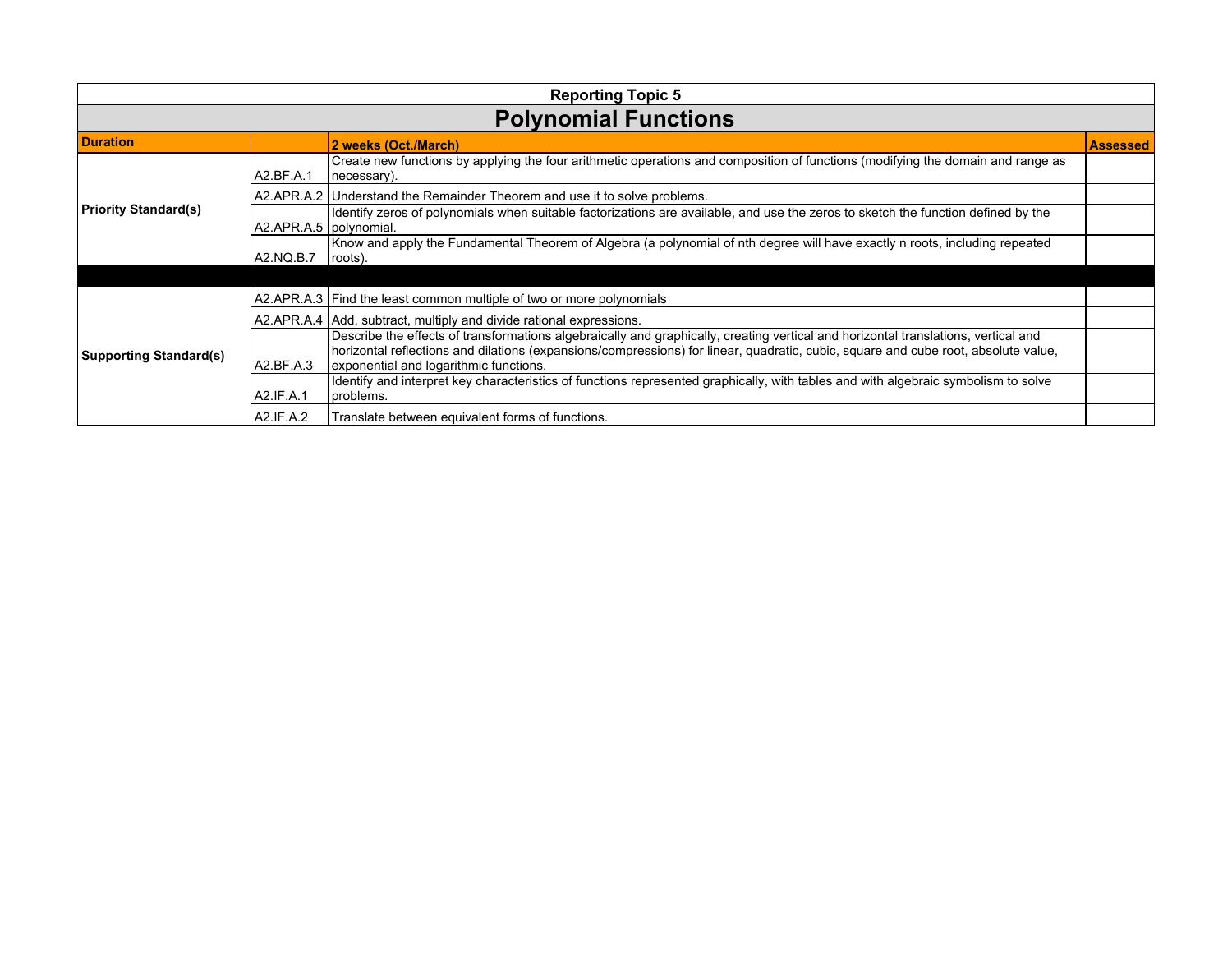**Reporting Topic 5**

# Polynomial Functions

| Duration | | 2 weeks (Oct./March) | Assessed |
|---|---|---|---|
| **Priority Standard(s)** | A2.BF.A.1 | Create new functions by applying the four arithmetic operations and composition of functions (modifying the domain and range as necessary). | |
| | A2.APR.A.2 | Understand the Remainder Theorem and use it to solve problems. | |
| | A2.APR.A.5 | Identify zeros of polynomials when suitable factorizations are available, and use the zeros to sketch the function defined by the polynomial. | |
| | A2.NQ.B.7 | Know and apply the Fundamental Theorem of Algebra (a polynomial of nth degree will have exactly n roots, including repeated roots). | |
| | | | |
| **Supporting Standard(s)** | A2.APR.A.3 | Find the least common multiple of two or more polynomials | |
| | A2.APR.A.4 | Add, subtract, multiply and divide rational expressions. | |
| | A2.BF.A.3 | Describe the effects of transformations algebraically and graphically, creating vertical and horizontal translations, vertical and horizontal reflections and dilations (expansions/compressions) for linear, quadratic, cubic, square and cube root, absolute value, exponential and logarithmic functions. | |
| | A2.IF.A.1 | Identify and interpret key characteristics of functions represented graphically, with tables and with algebraic symbolism to solve problems. | |
| | A2.IF.A.2 | Translate between equivalent forms of functions. | |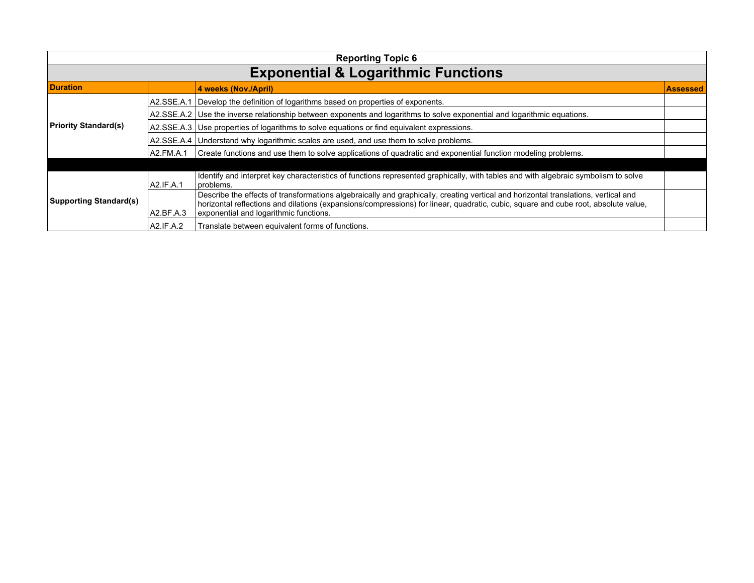| Reporting Topic 6 | | | |
|---|---|---|---|
| **Exponential & Logarithmic Functions** | | | |
| **Duration** | | **4 weeks (Nov./April)** | **Assessed** |
| **Priority Standard(s)** | A2.SSE.A.1 | Develop the definition of logarithms based on properties of exponents. | |
| | A2.SSE.A.2 | Use the inverse relationship between exponents and logarithms to solve exponential and logarithmic equations. | |
| | A2.SSE.A.3 | Use properties of logarithms to solve equations or find equivalent expressions. | |
| | A2.SSE.A.4 | Understand why logarithmic scales are used, and use them to solve problems. | |
| | A2.FM.A.1 | Create functions and use them to solve applications of quadratic and exponential function modeling problems. | |
| | | | |
| **Supporting Standard(s)** | A2.IF.A.1 | Identify and interpret key characteristics of functions represented graphically, with tables and with algebraic symbolism to solve problems. | |
| | A2.BF.A.3 | Describe the effects of transformations algebraically and graphically, creating vertical and horizontal translations, vertical and horizontal reflections and dilations (expansions/compressions) for linear, quadratic, cubic, square and cube root, absolute value, exponential and logarithmic functions. | |
| | A2.IF.A.2 | Translate between equivalent forms of functions. | |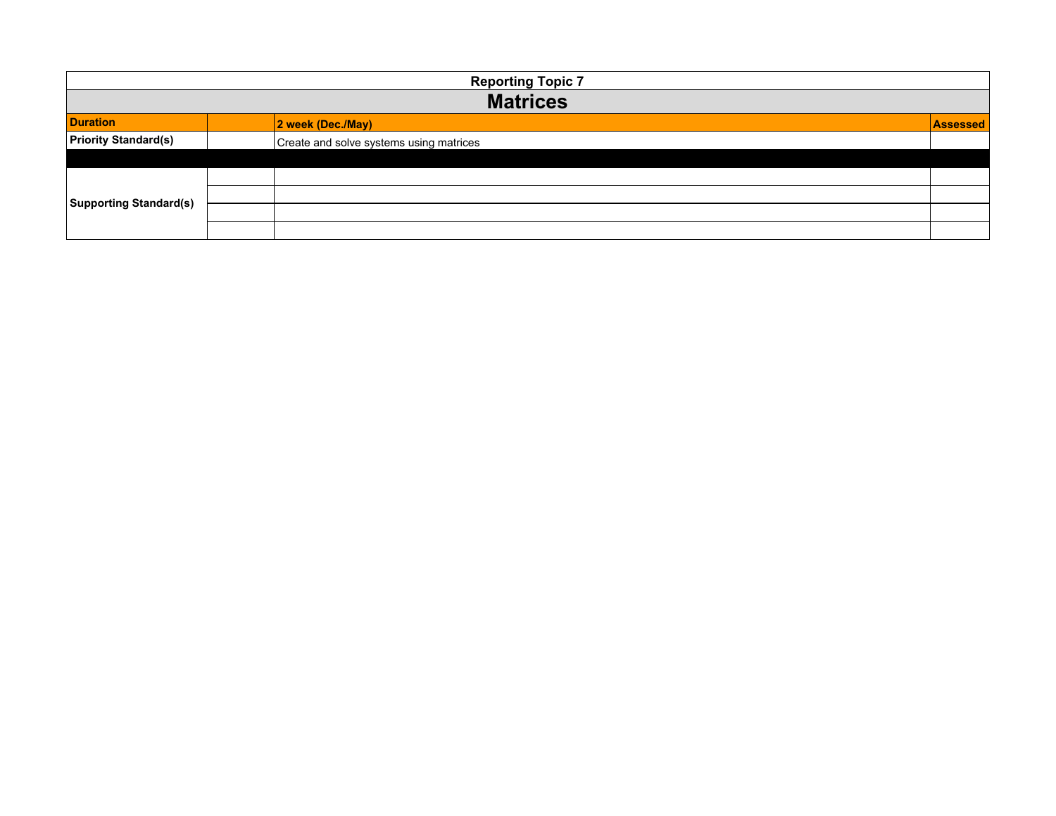| Reporting Topic 7 | | | |
|---|---|---|---|
| **Matrices** | | | |
| **Duration** | | **2 week (Dec./May)** | **Assessed** |
| **Priority Standard(s)** | | Create and solve systems using matrices | |
| | | | |
| **Supporting Standard(s)** | | | |
| | | | |
| | | | |
| | | | |